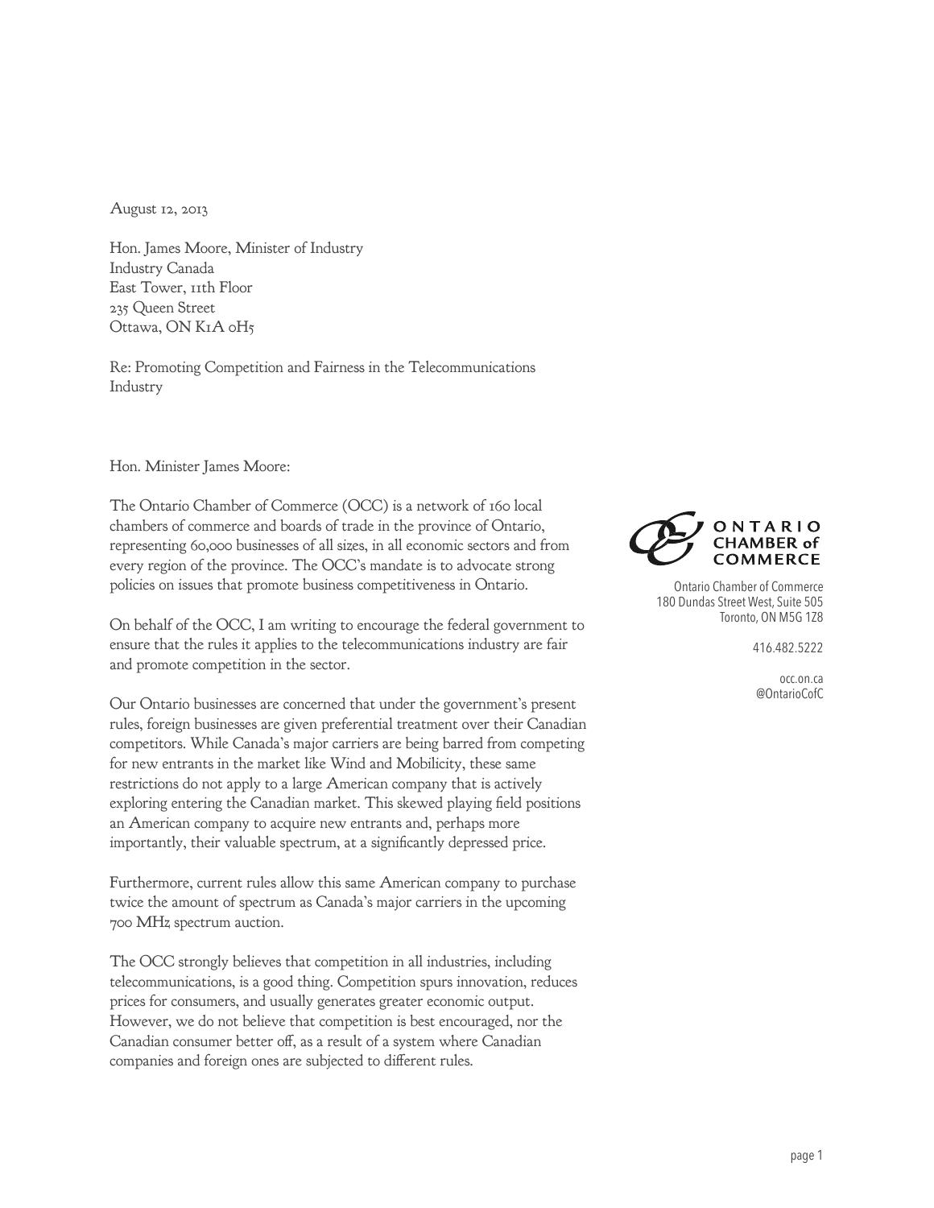August 12, 2013

Hon. James Moore, Minister of Industry
Industry Canada
East Tower, 11th Floor
235 Queen Street
Ottawa, ON K1A 0H5

Re: Promoting Competition and Fairness in the Telecommunications Industry

Hon. Minister James Moore:

The Ontario Chamber of Commerce (OCC) is a network of 160 local chambers of commerce and boards of trade in the province of Ontario, representing 60,000 businesses of all sizes, in all economic sectors and from every region of the province. The OCC's mandate is to advocate strong policies on issues that promote business competitiveness in Ontario.

On behalf of the OCC, I am writing to encourage the federal government to ensure that the rules it applies to the telecommunications industry are fair and promote competition in the sector.

Our Ontario businesses are concerned that under the government's present rules, foreign businesses are given preferential treatment over their Canadian competitors. While Canada's major carriers are being barred from competing for new entrants in the market like Wind and Mobilicity, these same restrictions do not apply to a large American company that is actively exploring entering the Canadian market. This skewed playing field positions an American company to acquire new entrants and, perhaps more importantly, their valuable spectrum, at a significantly depressed price.

Furthermore, current rules allow this same American company to purchase twice the amount of spectrum as Canada's major carriers in the upcoming 700 MHz spectrum auction.

The OCC strongly believes that competition in all industries, including telecommunications, is a good thing. Competition spurs innovation, reduces prices for consumers, and usually generates greater economic output. However, we do not believe that competition is best encouraged, nor the Canadian consumer better off, as a result of a system where Canadian companies and foreign ones are subjected to different rules.

ONTARIO CHAMBER of COMMERCE

Ontario Chamber of Commerce
180 Dundas Street West, Suite 505
Toronto, ON M5G 1Z8

416.482.5222

occ.on.ca
@OntarioCofC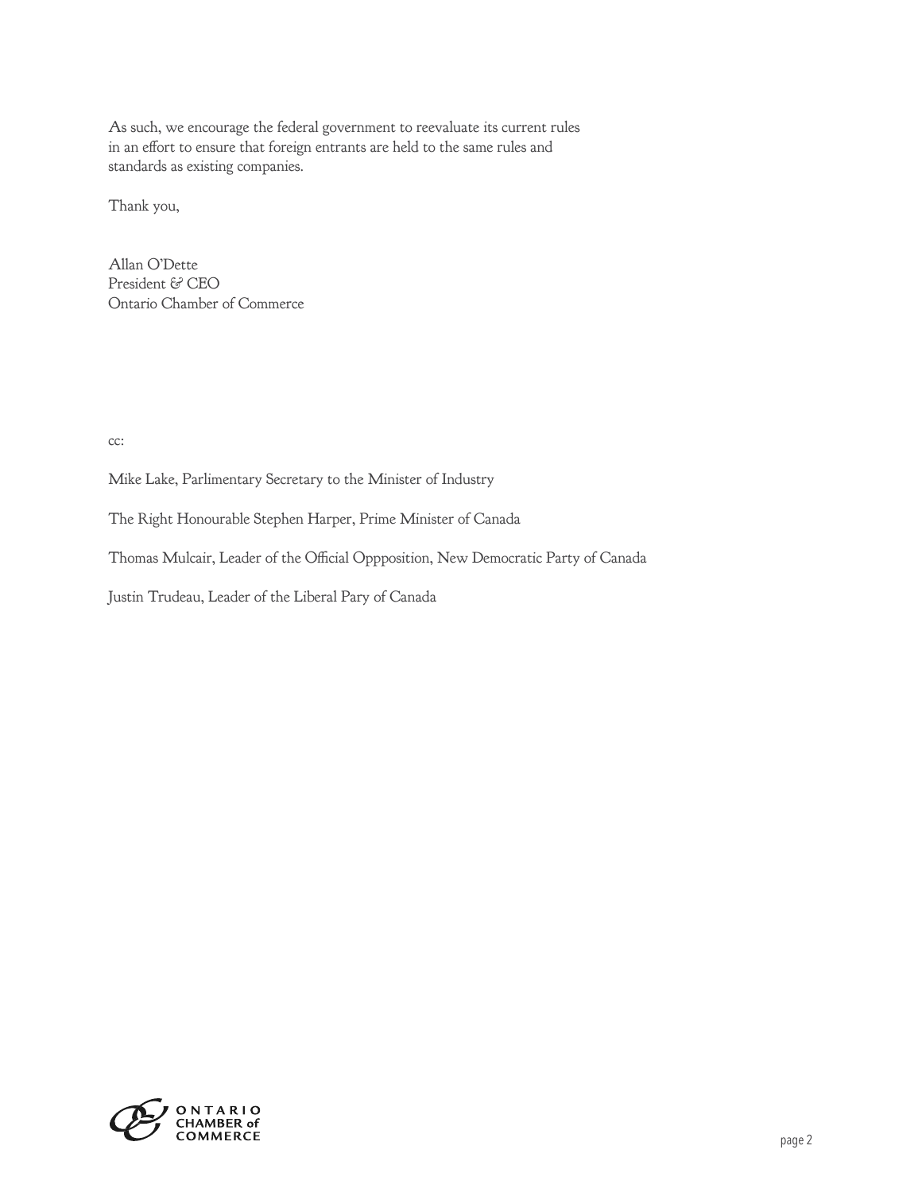As such, we encourage the federal government to reevaluate its current rules in an effort to ensure that foreign entrants are held to the same rules and standards as existing companies.

Thank you,

Allan O'Dette
President & CEO
Ontario Chamber of Commerce

cc:

Mike Lake, Parlimentary Secretary to the Minister of Industry

The Right Honourable Stephen Harper, Prime Minister of Canada

Thomas Mulcair, Leader of the Official Oppposition, New Democratic Party of Canada

Justin Trudeau, Leader of the Liberal Pary of Canada